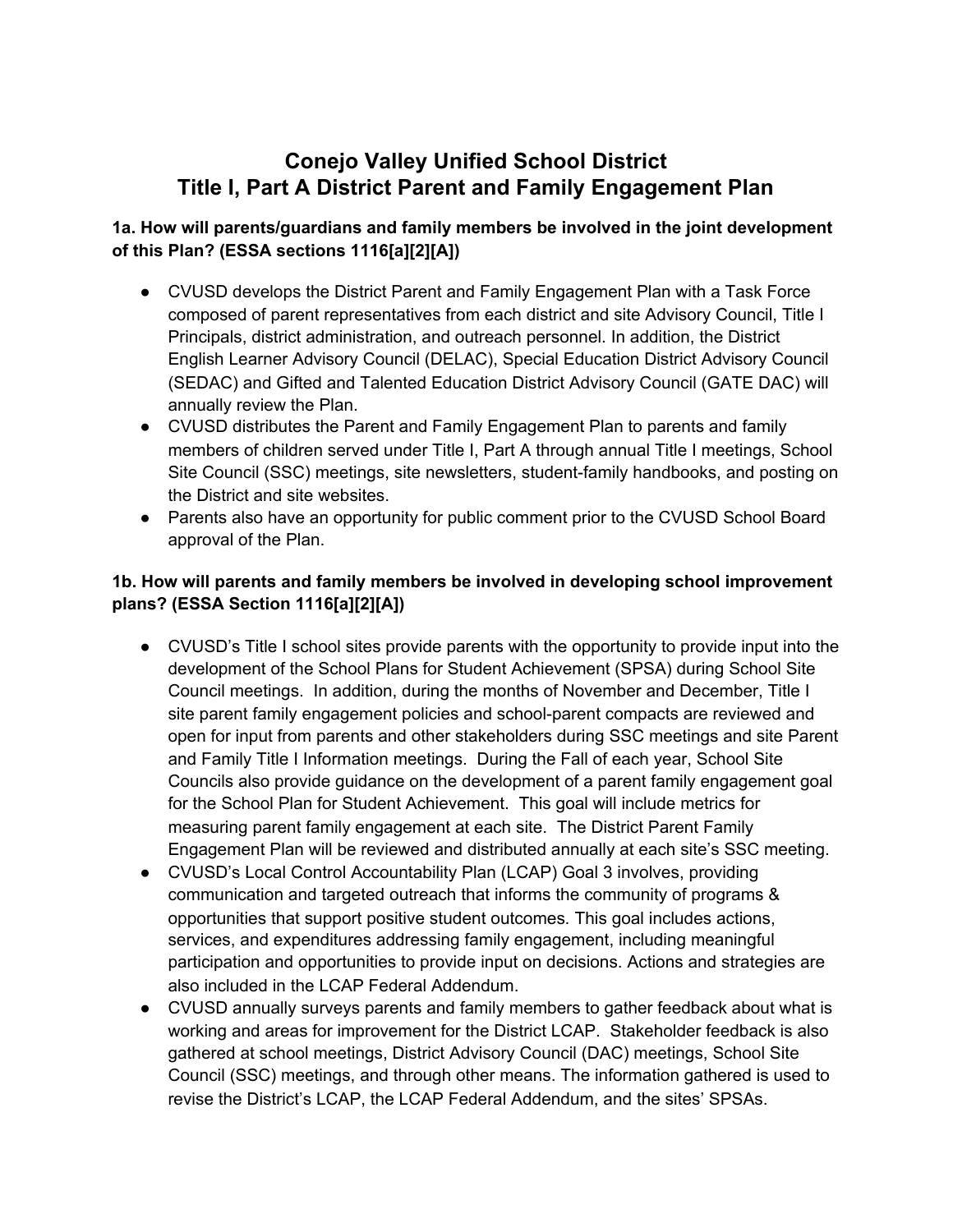# Conejo Valley Unified School District
# Title I, Part A District Parent and Family Engagement Plan

**1a. How will parents/guardians and family members be involved in the joint development of this Plan? (ESSA sections 1116[a][2][A])**

- CVUSD develops the District Parent and Family Engagement Plan with a Task Force composed of parent representatives from each district and site Advisory Council, Title I Principals, district administration, and outreach personnel. In addition, the District English Learner Advisory Council (DELAC), Special Education District Advisory Council (SEDAC) and Gifted and Talented Education District Advisory Council (GATE DAC) will annually review the Plan.
- CVUSD distributes the Parent and Family Engagement Plan to parents and family members of children served under Title I, Part A through annual Title I meetings, School Site Council (SSC) meetings, site newsletters, student-family handbooks, and posting on the District and site websites.
- Parents also have an opportunity for public comment prior to the CVUSD School Board approval of the Plan.

**1b. How will parents and family members be involved in developing school improvement plans? (ESSA Section 1116[a][2][A])**

- CVUSD's Title I school sites provide parents with the opportunity to provide input into the development of the School Plans for Student Achievement (SPSA) during School Site Council meetings. In addition, during the months of November and December, Title I site parent family engagement policies and school-parent compacts are reviewed and open for input from parents and other stakeholders during SSC meetings and site Parent and Family Title I Information meetings. During the Fall of each year, School Site Councils also provide guidance on the development of a parent family engagement goal for the School Plan for Student Achievement. This goal will include metrics for measuring parent family engagement at each site. The District Parent Family Engagement Plan will be reviewed and distributed annually at each site's SSC meeting.
- CVUSD's Local Control Accountability Plan (LCAP) Goal 3 involves, providing communication and targeted outreach that informs the community of programs & opportunities that support positive student outcomes. This goal includes actions, services, and expenditures addressing family engagement, including meaningful participation and opportunities to provide input on decisions. Actions and strategies are also included in the LCAP Federal Addendum.
- CVUSD annually surveys parents and family members to gather feedback about what is working and areas for improvement for the District LCAP. Stakeholder feedback is also gathered at school meetings, District Advisory Council (DAC) meetings, School Site Council (SSC) meetings, and through other means. The information gathered is used to revise the District's LCAP, the LCAP Federal Addendum, and the sites' SPSAs.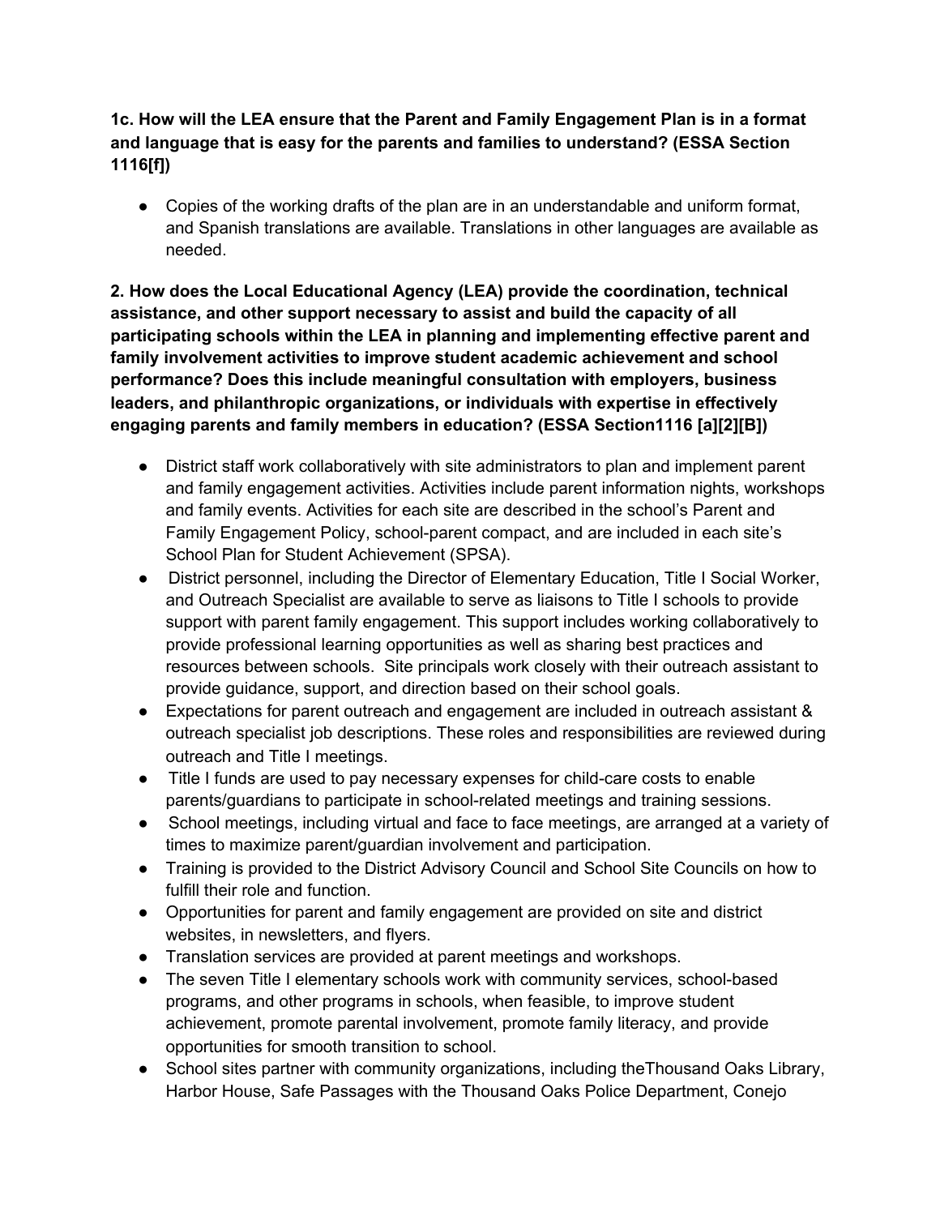**1c. How will the LEA ensure that the Parent and Family Engagement Plan is in a format and language that is easy for the parents and families to understand? (ESSA Section 1116[f])**

- Copies of the working drafts of the plan are in an understandable and uniform format, and Spanish translations are available. Translations in other languages are available as needed.

**2. How does the Local Educational Agency (LEA) provide the coordination, technical assistance, and other support necessary to assist and build the capacity of all participating schools within the LEA in planning and implementing effective parent and family involvement activities to improve student academic achievement and school performance? Does this include meaningful consultation with employers, business leaders, and philanthropic organizations, or individuals with expertise in effectively engaging parents and family members in education? (ESSA Section1116 [a][2][B])**

- District staff work collaboratively with site administrators to plan and implement parent and family engagement activities. Activities include parent information nights, workshops and family events. Activities for each site are described in the school's Parent and Family Engagement Policy, school-parent compact, and are included in each site's School Plan for Student Achievement (SPSA).
- District personnel, including the Director of Elementary Education, Title I Social Worker, and Outreach Specialist are available to serve as liaisons to Title I schools to provide support with parent family engagement. This support includes working collaboratively to provide professional learning opportunities as well as sharing best practices and resources between schools. Site principals work closely with their outreach assistant to provide guidance, support, and direction based on their school goals.
- Expectations for parent outreach and engagement are included in outreach assistant & outreach specialist job descriptions. These roles and responsibilities are reviewed during outreach and Title I meetings.
- Title I funds are used to pay necessary expenses for child-care costs to enable parents/guardians to participate in school-related meetings and training sessions.
- School meetings, including virtual and face to face meetings, are arranged at a variety of times to maximize parent/guardian involvement and participation.
- Training is provided to the District Advisory Council and School Site Councils on how to fulfill their role and function.
- Opportunities for parent and family engagement are provided on site and district websites, in newsletters, and flyers.
- Translation services are provided at parent meetings and workshops.
- The seven Title I elementary schools work with community services, school-based programs, and other programs in schools, when feasible, to improve student achievement, promote parental involvement, promote family literacy, and provide opportunities for smooth transition to school.
- School sites partner with community organizations, including theThousand Oaks Library, Harbor House, Safe Passages with the Thousand Oaks Police Department, Conejo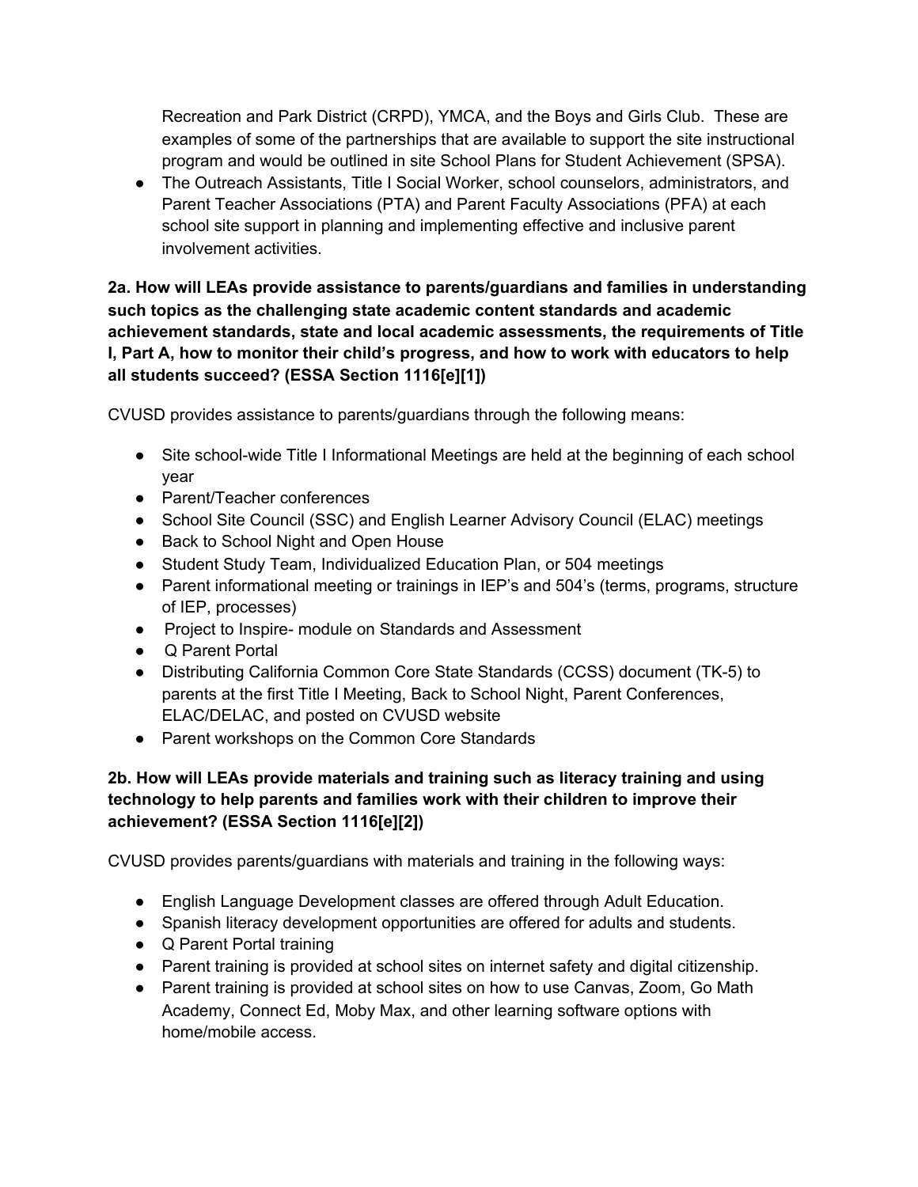Recreation and Park District (CRPD), YMCA, and the Boys and Girls Club. These are examples of some of the partnerships that are available to support the site instructional program and would be outlined in site School Plans for Student Achievement (SPSA).

- The Outreach Assistants, Title I Social Worker, school counselors, administrators, and Parent Teacher Associations (PTA) and Parent Faculty Associations (PFA) at each school site support in planning and implementing effective and inclusive parent involvement activities.

**2a. How will LEAs provide assistance to parents/guardians and families in understanding such topics as the challenging state academic content standards and academic achievement standards, state and local academic assessments, the requirements of Title I, Part A, how to monitor their child's progress, and how to work with educators to help all students succeed? (ESSA Section 1116[e][1])**

CVUSD provides assistance to parents/guardians through the following means:

- Site school-wide Title I Informational Meetings are held at the beginning of each school year
- Parent/Teacher conferences
- School Site Council (SSC) and English Learner Advisory Council (ELAC) meetings
- Back to School Night and Open House
- Student Study Team, Individualized Education Plan, or 504 meetings
- Parent informational meeting or trainings in IEP's and 504's (terms, programs, structure of IEP, processes)
- Project to Inspire- module on Standards and Assessment
- Q Parent Portal
- Distributing California Common Core State Standards (CCSS) document (TK-5) to parents at the first Title I Meeting, Back to School Night, Parent Conferences, ELAC/DELAC, and posted on CVUSD website
- Parent workshops on the Common Core Standards

**2b. How will LEAs provide materials and training such as literacy training and using technology to help parents and families work with their children to improve their achievement? (ESSA Section 1116[e][2])**

CVUSD provides parents/guardians with materials and training in the following ways:

- English Language Development classes are offered through Adult Education.
- Spanish literacy development opportunities are offered for adults and students.
- Q Parent Portal training
- Parent training is provided at school sites on internet safety and digital citizenship.
- Parent training is provided at school sites on how to use Canvas, Zoom, Go Math Academy, Connect Ed, Moby Max, and other learning software options with home/mobile access.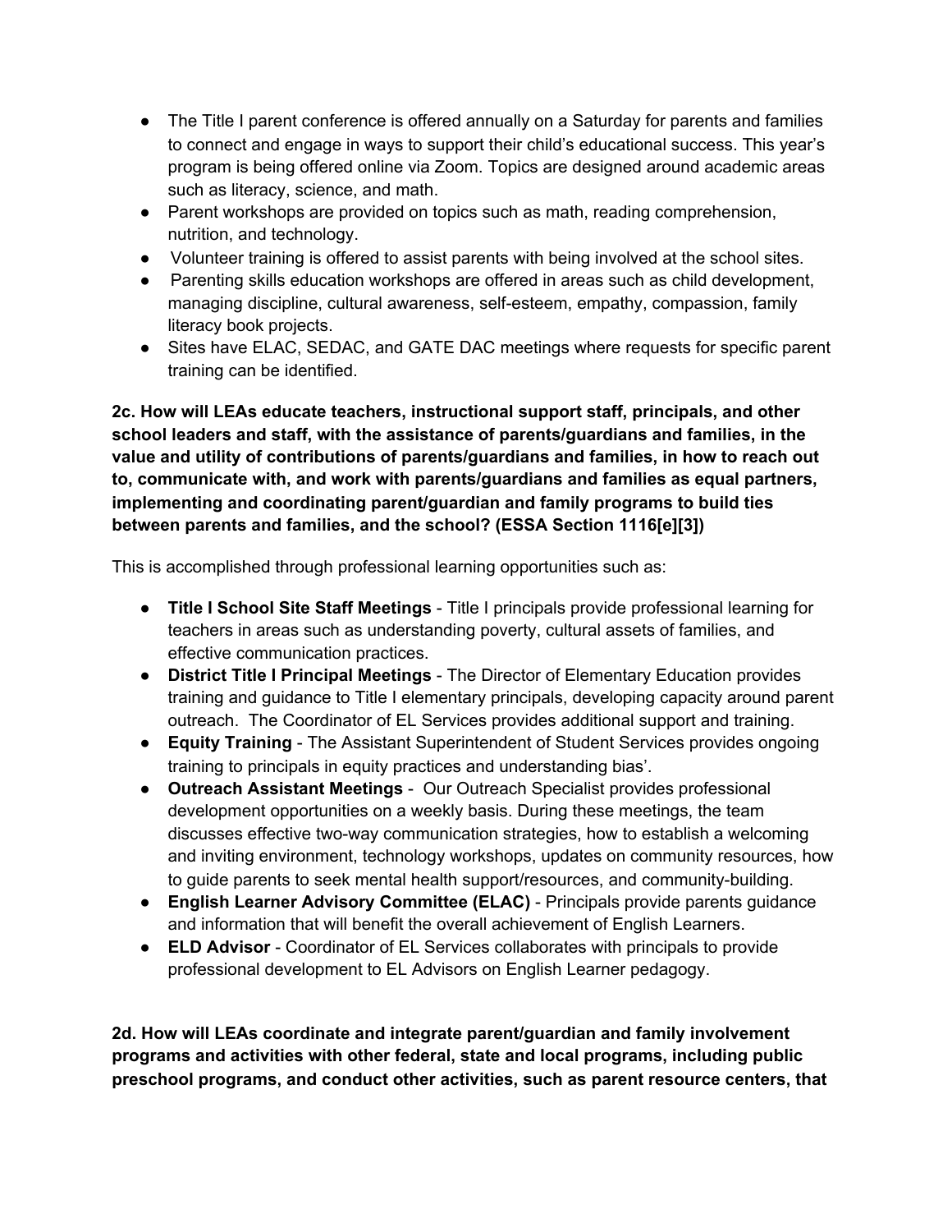- The Title I parent conference is offered annually on a Saturday for parents and families to connect and engage in ways to support their child's educational success. This year's program is being offered online via Zoom. Topics are designed around academic areas such as literacy, science, and math.
- Parent workshops are provided on topics such as math, reading comprehension, nutrition, and technology.
- Volunteer training is offered to assist parents with being involved at the school sites.
- Parenting skills education workshops are offered in areas such as child development, managing discipline, cultural awareness, self-esteem, empathy, compassion, family literacy book projects.
- Sites have ELAC, SEDAC, and GATE DAC meetings where requests for specific parent training can be identified.

**2c. How will LEAs educate teachers, instructional support staff, principals, and other school leaders and staff, with the assistance of parents/guardians and families, in the value and utility of contributions of parents/guardians and families, in how to reach out to, communicate with, and work with parents/guardians and families as equal partners, implementing and coordinating parent/guardian and family programs to build ties between parents and families, and the school? (ESSA Section 1116[e][3])**

This is accomplished through professional learning opportunities such as:

- **Title I School Site Staff Meetings** - Title I principals provide professional learning for teachers in areas such as understanding poverty, cultural assets of families, and effective communication practices.
- **District Title I Principal Meetings** - The Director of Elementary Education provides training and guidance to Title I elementary principals, developing capacity around parent outreach. The Coordinator of EL Services provides additional support and training.
- **Equity Training** - The Assistant Superintendent of Student Services provides ongoing training to principals in equity practices and understanding bias'.
- **Outreach Assistant Meetings** - Our Outreach Specialist provides professional development opportunities on a weekly basis. During these meetings, the team discusses effective two-way communication strategies, how to establish a welcoming and inviting environment, technology workshops, updates on community resources, how to guide parents to seek mental health support/resources, and community-building.
- **English Learner Advisory Committee (ELAC)** - Principals provide parents guidance and information that will benefit the overall achievement of English Learners.
- **ELD Advisor** - Coordinator of EL Services collaborates with principals to provide professional development to EL Advisors on English Learner pedagogy.

**2d. How will LEAs coordinate and integrate parent/guardian and family involvement programs and activities with other federal, state and local programs, including public preschool programs, and conduct other activities, such as parent resource centers, that**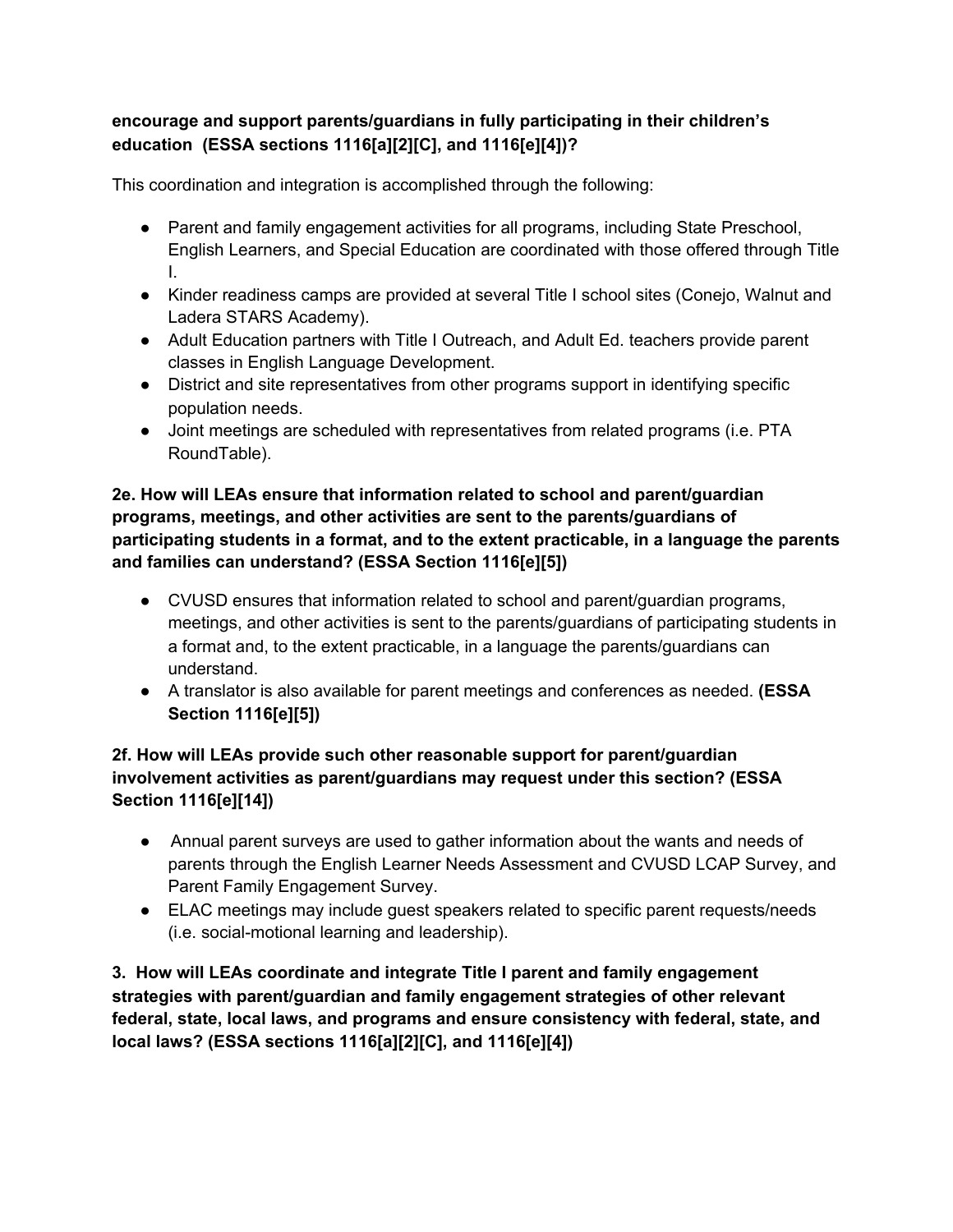**encourage and support parents/guardians in fully participating in their children's education (ESSA sections 1116[a][2][C], and 1116[e][4])?**

This coordination and integration is accomplished through the following:

- Parent and family engagement activities for all programs, including State Preschool, English Learners, and Special Education are coordinated with those offered through Title I.
- Kinder readiness camps are provided at several Title I school sites (Conejo, Walnut and Ladera STARS Academy).
- Adult Education partners with Title I Outreach, and Adult Ed. teachers provide parent classes in English Language Development.
- District and site representatives from other programs support in identifying specific population needs.
- Joint meetings are scheduled with representatives from related programs (i.e. PTA RoundTable).

**2e. How will LEAs ensure that information related to school and parent/guardian programs, meetings, and other activities are sent to the parents/guardians of participating students in a format, and to the extent practicable, in a language the parents and families can understand? (ESSA Section 1116[e][5])**

- CVUSD ensures that information related to school and parent/guardian programs, meetings, and other activities is sent to the parents/guardians of participating students in a format and, to the extent practicable, in a language the parents/guardians can understand.
- A translator is also available for parent meetings and conferences as needed. **(ESSA Section 1116[e][5])**

**2f. How will LEAs provide such other reasonable support for parent/guardian involvement activities as parent/guardians may request under this section? (ESSA Section 1116[e][14])**

- Annual parent surveys are used to gather information about the wants and needs of parents through the English Learner Needs Assessment and CVUSD LCAP Survey, and Parent Family Engagement Survey.
- ELAC meetings may include guest speakers related to specific parent requests/needs (i.e. social-motional learning and leadership).

**3. How will LEAs coordinate and integrate Title I parent and family engagement strategies with parent/guardian and family engagement strategies of other relevant federal, state, local laws, and programs and ensure consistency with federal, state, and local laws? (ESSA sections 1116[a][2][C], and 1116[e][4])**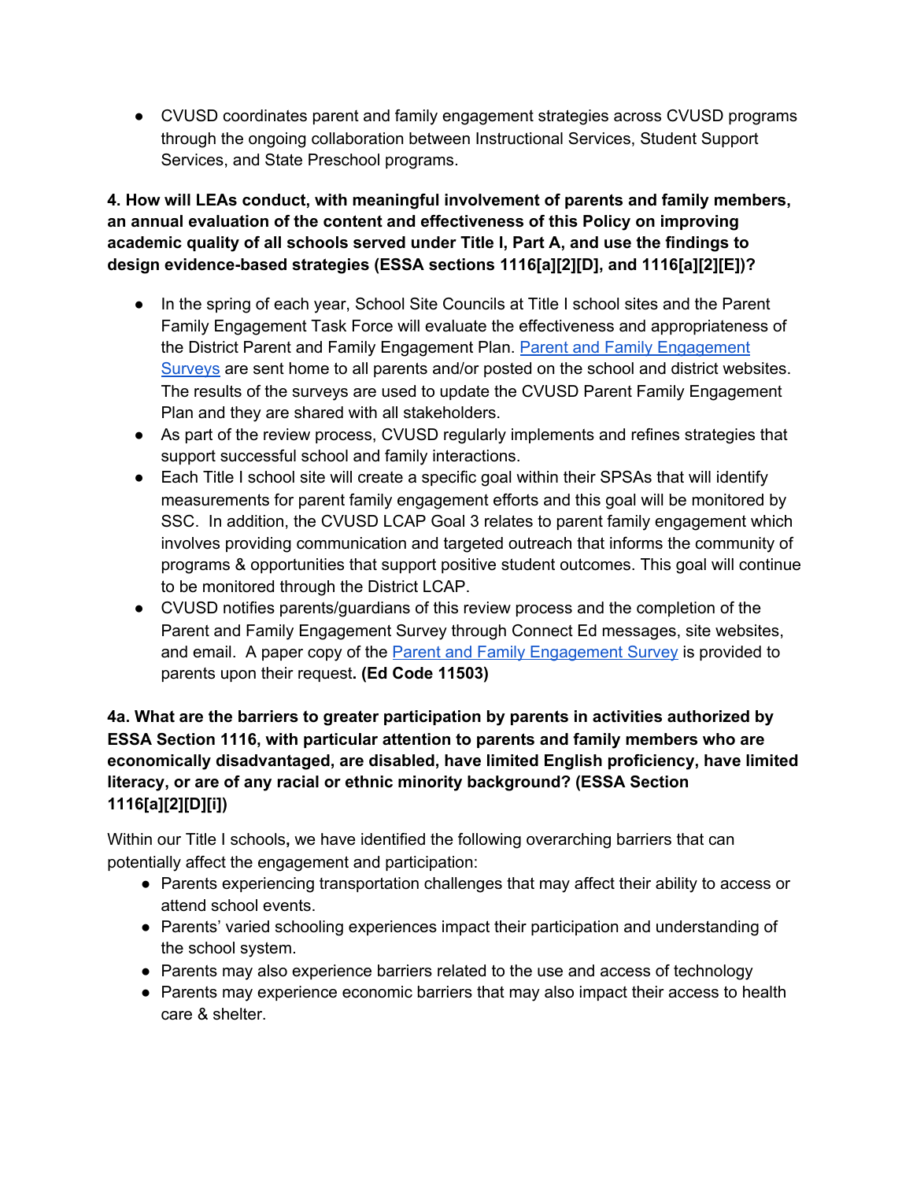- CVUSD coordinates parent and family engagement strategies across CVUSD programs through the ongoing collaboration between Instructional Services, Student Support Services, and State Preschool programs.

**4. How will LEAs conduct, with meaningful involvement of parents and family members, an annual evaluation of the content and effectiveness of this Policy on improving academic quality of all schools served under Title I, Part A, and use the findings to design evidence-based strategies (ESSA sections 1116[a][2][D], and 1116[a][2][E])?**

- In the spring of each year, School Site Councils at Title I school sites and the Parent Family Engagement Task Force will evaluate the effectiveness and appropriateness of the District Parent and Family Engagement Plan. Parent and Family Engagement Surveys are sent home to all parents and/or posted on the school and district websites. The results of the surveys are used to update the CVUSD Parent Family Engagement Plan and they are shared with all stakeholders.
- As part of the review process, CVUSD regularly implements and refines strategies that support successful school and family interactions.
- Each Title I school site will create a specific goal within their SPSAs that will identify measurements for parent family engagement efforts and this goal will be monitored by SSC. In addition, the CVUSD LCAP Goal 3 relates to parent family engagement which involves providing communication and targeted outreach that informs the community of programs & opportunities that support positive student outcomes. This goal will continue to be monitored through the District LCAP.
- CVUSD notifies parents/guardians of this review process and the completion of the Parent and Family Engagement Survey through Connect Ed messages, site websites, and email. A paper copy of the Parent and Family Engagement Survey is provided to parents upon their request**. (Ed Code 11503)**

**4a. What are the barriers to greater participation by parents in activities authorized by ESSA Section 1116, with particular attention to parents and family members who are economically disadvantaged, are disabled, have limited English proficiency, have limited literacy, or are of any racial or ethnic minority background? (ESSA Section 1116[a][2][D][i])**

Within our Title I schools**,** we have identified the following overarching barriers that can potentially affect the engagement and participation:

- Parents experiencing transportation challenges that may affect their ability to access or attend school events.
- Parents' varied schooling experiences impact their participation and understanding of the school system.
- Parents may also experience barriers related to the use and access of technology
- Parents may experience economic barriers that may also impact their access to health care & shelter.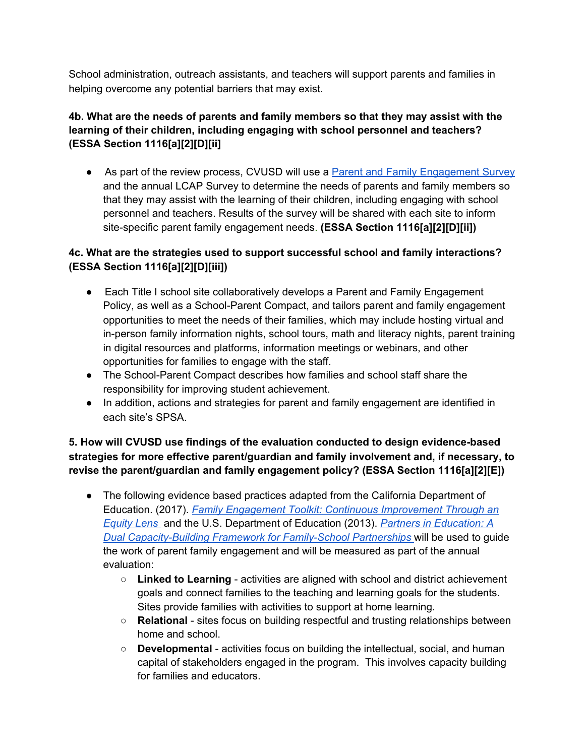School administration, outreach assistants, and teachers will support parents and families in helping overcome any potential barriers that may exist.

**4b. What are the needs of parents and family members so that they may assist with the learning of their children, including engaging with school personnel and teachers? (ESSA Section 1116[a][2][D][ii]**

- As part of the review process, CVUSD will use a [Parent and Family Engagement Survey]() and the annual LCAP Survey to determine the needs of parents and family members so that they may assist with the learning of their children, including engaging with school personnel and teachers. Results of the survey will be shared with each site to inform site-specific parent family engagement needs. **(ESSA Section 1116[a][2][D][ii])**

**4c. What are the strategies used to support successful school and family interactions? (ESSA Section 1116[a][2][D][iii])**

- Each Title I school site collaboratively develops a Parent and Family Engagement Policy, as well as a School-Parent Compact, and tailors parent and family engagement opportunities to meet the needs of their families, which may include hosting virtual and in-person family information nights, school tours, math and literacy nights, parent training in digital resources and platforms, information meetings or webinars, and other opportunities for families to engage with the staff.
- The School-Parent Compact describes how families and school staff share the responsibility for improving student achievement.
- In addition, actions and strategies for parent and family engagement are identified in each site's SPSA.

**5. How will CVUSD use findings of the evaluation conducted to design evidence-based strategies for more effective parent/guardian and family involvement and, if necessary, to revise the parent/guardian and family engagement policy? (ESSA Section 1116[a][2][E])**

- The following evidence based practices adapted from the California Department of Education. (2017). *[Family Engagement Toolkit: Continuous Improvement Through an Equity Lens]()* and the U.S. Department of Education (2013). *[Partners in Education: A Dual Capacity-Building Framework for Family-School Partnerships]()* will be used to guide the work of parent family engagement and will be measured as part of the annual evaluation:
  - **Linked to Learning** - activities are aligned with school and district achievement goals and connect families to the teaching and learning goals for the students. Sites provide families with activities to support at home learning.
  - **Relational** - sites focus on building respectful and trusting relationships between home and school.
  - **Developmental** - activities focus on building the intellectual, social, and human capital of stakeholders engaged in the program. This involves capacity building for families and educators.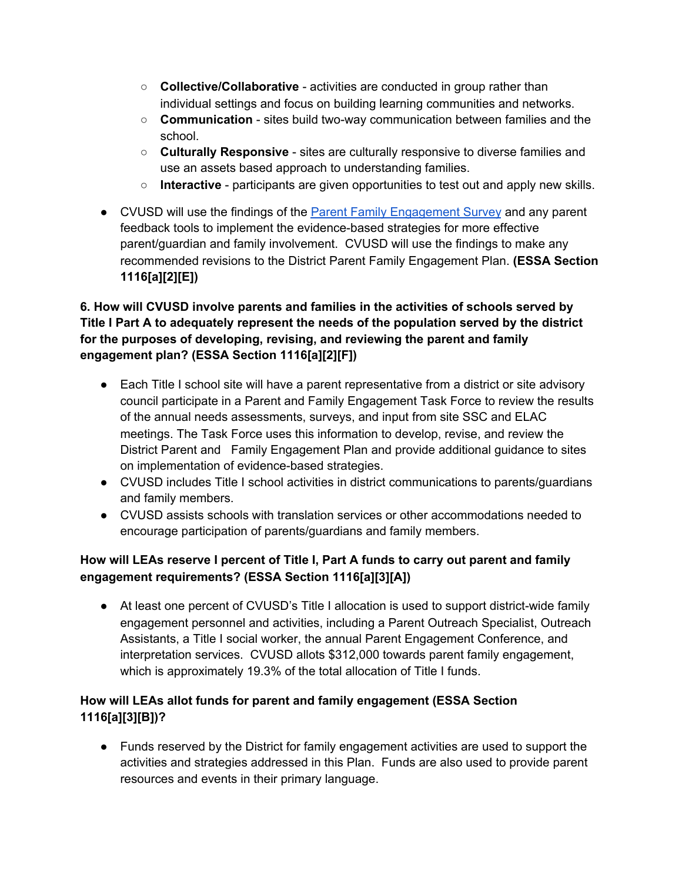- **Collective/Collaborative** - activities are conducted in group rather than individual settings and focus on building learning communities and networks.
  - **Communication** - sites build two-way communication between families and the school.
  - **Culturally Responsive** - sites are culturally responsive to diverse families and use an assets based approach to understanding families.
  - **Interactive** - participants are given opportunities to test out and apply new skills.

- CVUSD will use the findings of the Parent Family Engagement Survey and any parent feedback tools to implement the evidence-based strategies for more effective parent/guardian and family involvement. CVUSD will use the findings to make any recommended revisions to the District Parent Family Engagement Plan. **(ESSA Section 1116[a][2][E])**

**6. How will CVUSD involve parents and families in the activities of schools served by Title I Part A to adequately represent the needs of the population served by the district for the purposes of developing, revising, and reviewing the parent and family engagement plan? (ESSA Section 1116[a][2][F])**

- Each Title I school site will have a parent representative from a district or site advisory council participate in a Parent and Family Engagement Task Force to review the results of the annual needs assessments, surveys, and input from site SSC and ELAC meetings. The Task Force uses this information to develop, revise, and review the District Parent and Family Engagement Plan and provide additional guidance to sites on implementation of evidence-based strategies.
- CVUSD includes Title I school activities in district communications to parents/guardians and family members.
- CVUSD assists schools with translation services or other accommodations needed to encourage participation of parents/guardians and family members.

**How will LEAs reserve I percent of Title I, Part A funds to carry out parent and family engagement requirements? (ESSA Section 1116[a][3][A])**

- At least one percent of CVUSD's Title I allocation is used to support district-wide family engagement personnel and activities, including a Parent Outreach Specialist, Outreach Assistants, a Title I social worker, the annual Parent Engagement Conference, and interpretation services. CVUSD allots $312,000 towards parent family engagement, which is approximately 19.3% of the total allocation of Title I funds.

**How will LEAs allot funds for parent and family engagement (ESSA Section 1116[a][3][B])?**

- Funds reserved by the District for family engagement activities are used to support the activities and strategies addressed in this Plan. Funds are also used to provide parent resources and events in their primary language.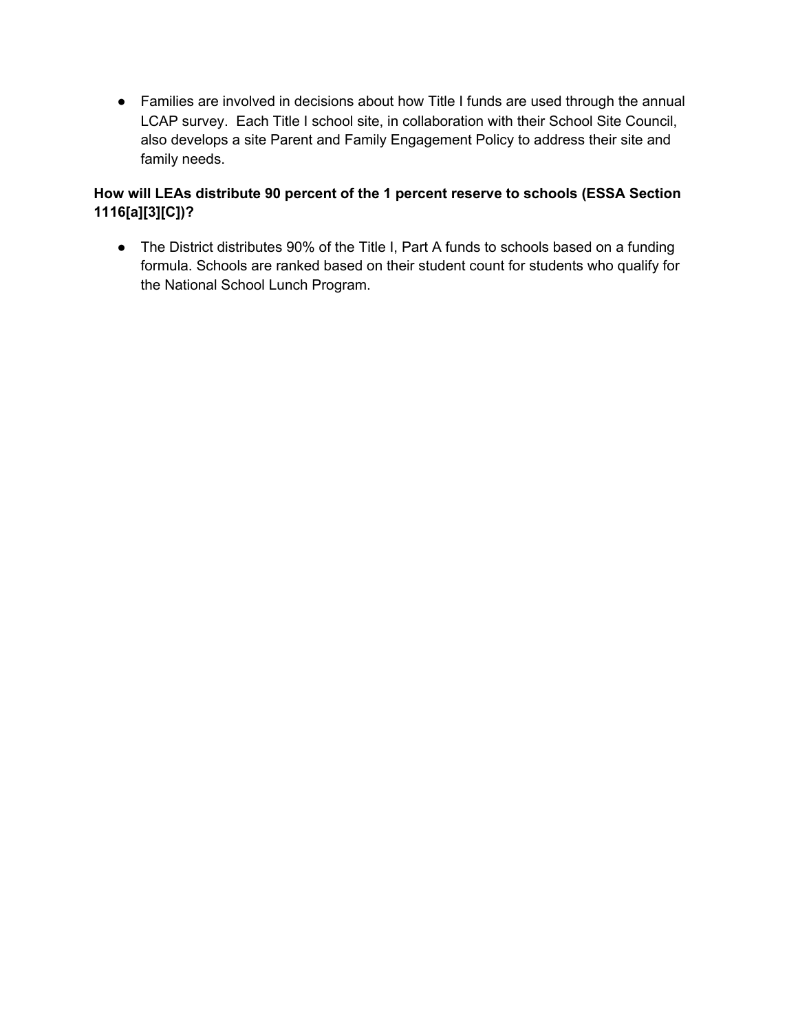- Families are involved in decisions about how Title I funds are used through the annual LCAP survey.  Each Title I school site, in collaboration with their School Site Council, also develops a site Parent and Family Engagement Policy to address their site and family needs.

**How will LEAs distribute 90 percent of the 1 percent reserve to schools (ESSA Section 1116[a][3][C])?**

- The District distributes 90% of the Title I, Part A funds to schools based on a funding formula. Schools are ranked based on their student count for students who qualify for the National School Lunch Program.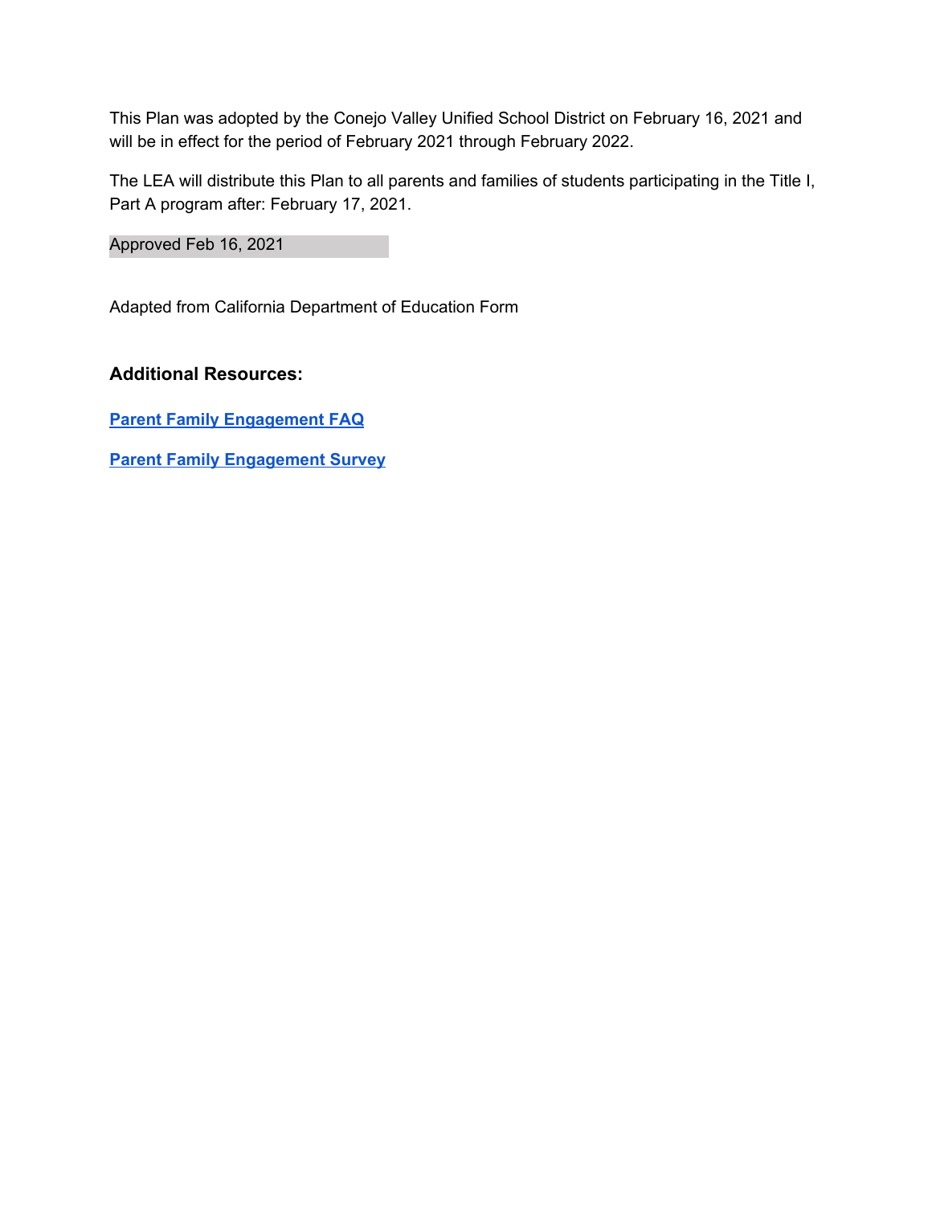This Plan was adopted by the Conejo Valley Unified School District on February 16, 2021 and will be in effect for the period of February 2021 through February 2022.

The LEA will distribute this Plan to all parents and families of students participating in the Title I, Part A program after: February 17, 2021.

Approved Feb 16, 2021

Adapted from California Department of Education Form

### Additional Resources:

**Parent Family Engagement FAQ**

**Parent Family Engagement Survey**